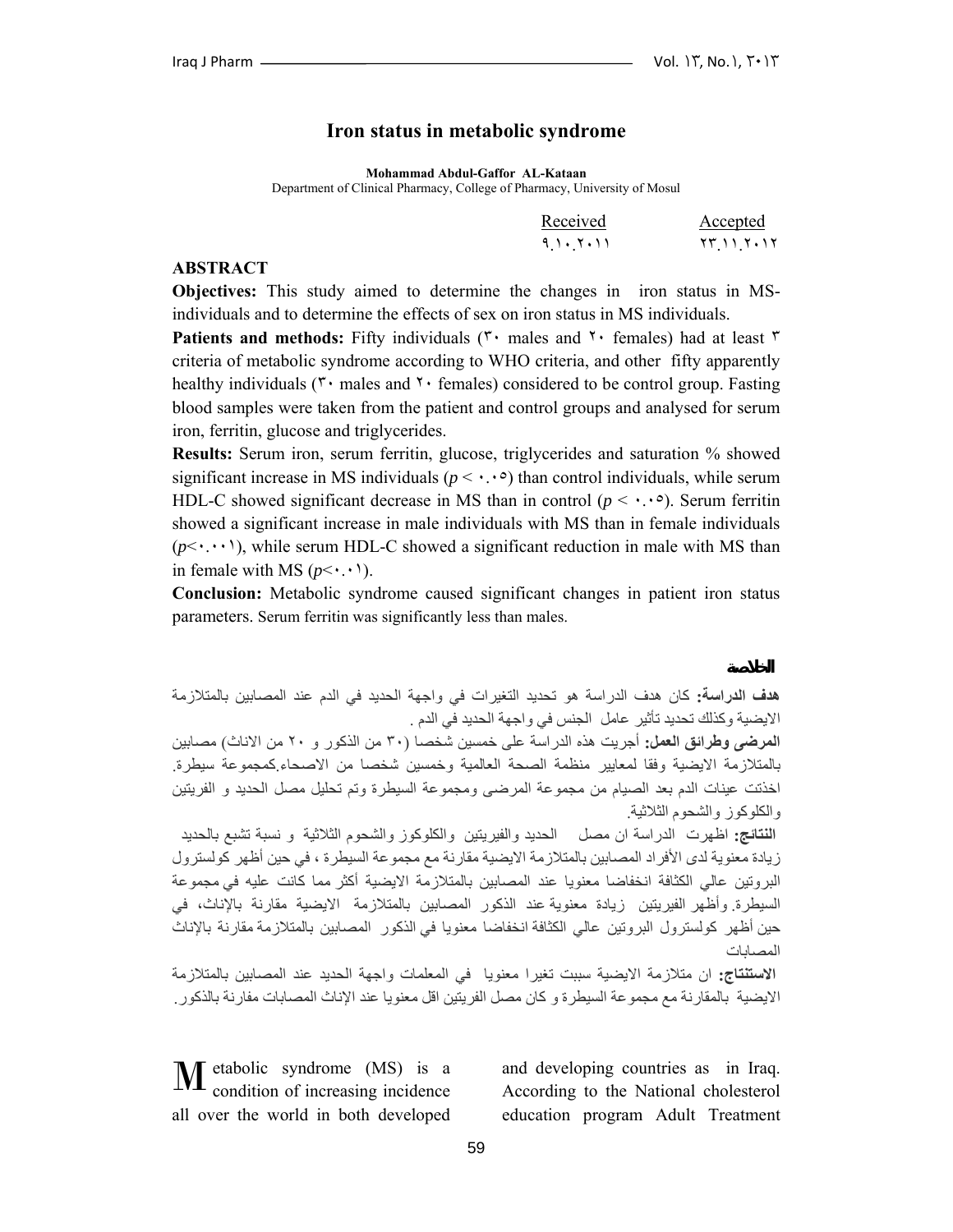# Iron status in metabolic syndrome

**Mohammad Abdul-Gaffor AL-Kataan**
Department of Clinical Pharmacy, College of Pharmacy, University of Mosul

| Received | Accepted |
|---|---|
| ٩.١٠.٢٠١١ | ٢٣.١١.٢٠١٢ |

## ABSTRACT

**Objectives:** This study aimed to determine the changes in iron status in MS-individuals and to determine the effects of sex on iron status in MS individuals.

**Patients and methods:** Fifty individuals (٣٠ males and ٢٠ females) had at least ٣ criteria of metabolic syndrome according to WHO criteria, and other fifty apparently healthy individuals (٣٠ males and ٢٠ females) considered to be control group. Fasting blood samples were taken from the patient and control groups and analysed for serum iron, ferritin, glucose and triglycerides.

**Results:** Serum iron, serum ferritin, glucose, triglycerides and saturation % showed significant increase in MS individuals ($p <$ ٠.٠٥) than control individuals, while serum HDL-C showed significant decrease in MS than in control ($p <$ ٠.٠٥). Serum ferritin showed a significant increase in male individuals with MS than in female individuals ($p<$٠.٠٠١), while serum HDL-C showed a significant reduction in male with MS than in female with MS ($p<$٠.٠١).

**Conclusion:** Metabolic syndrome caused significant changes in patient iron status parameters. Serum ferritin was significantly less than males.

## الخلاصة

**هدف الدراسة:** كان هدف الدراسة هو تحديد التغيرات في واجهة الحديد في الدم عند المصابين بالمتلازمة الايضية وكذلك تحديد تأثير عامل الجنس في واجهة الحديد في الدم .

**المرضى وطرائق العمل:** أجريت هذه الدراسة على خمسين شخصا (٣٠ من الذكور و ٢٠ من الاناث) مصابين بالمتلازمة الايضية وفقا لمعايير منظمة الصحة العالمية وخمسين شخصا من الاصحاء.كمجموعة سيطرة. اخذتت عينات الدم بعد الصيام من مجموعة المرضى ومجموعة السيطرة وتم تحليل مصل الحديد و الفريتين والكلوكوز والشحوم الثلاثية.

**النتائج:** اظهرت الدراسة ان مصل الحديد والفيريتين والكلوكوز والشحوم الثلاثية و نسبة تشبع بالحديد زيادة معنوية لدى الأفراد المصابين بالمتلازمة الايضية مقارنة مع مجموعة السيطرة ، في حين أظهر كولسترول البروتين عالي الكثافة انخفاضا معنويا عند المصابين بالمتلازمة الايضية أكثر مما كانت عليه في مجموعة السيطرة. وأظهر الفيريتين زيادة معنوية عند الذكور المصابين بالمتلازمة الايضية مقارنة بالإناث، في حين أظهر كولسترول البروتين عالي الكثافة انخفاضا معنويا في الذكور المصابين بالمتلازمة مقارنة بالإناث المصابات

**الاستنتاج:** ان متلازمة الايضية سببت تغيرا معنويا في المعلمات واجهة الحديد عند المصابين بالمتلازمة الايضية بالمقارنة مع مجموعة السيطرة و كان مصل الفريتين اقل معنويا عند الإناث المصابات مقارنة بالذكور.

Metabolic syndrome (MS) is a condition of increasing incidence all over the world in both developed and developing countries as in Iraq. According to the National cholesterol education program Adult Treatment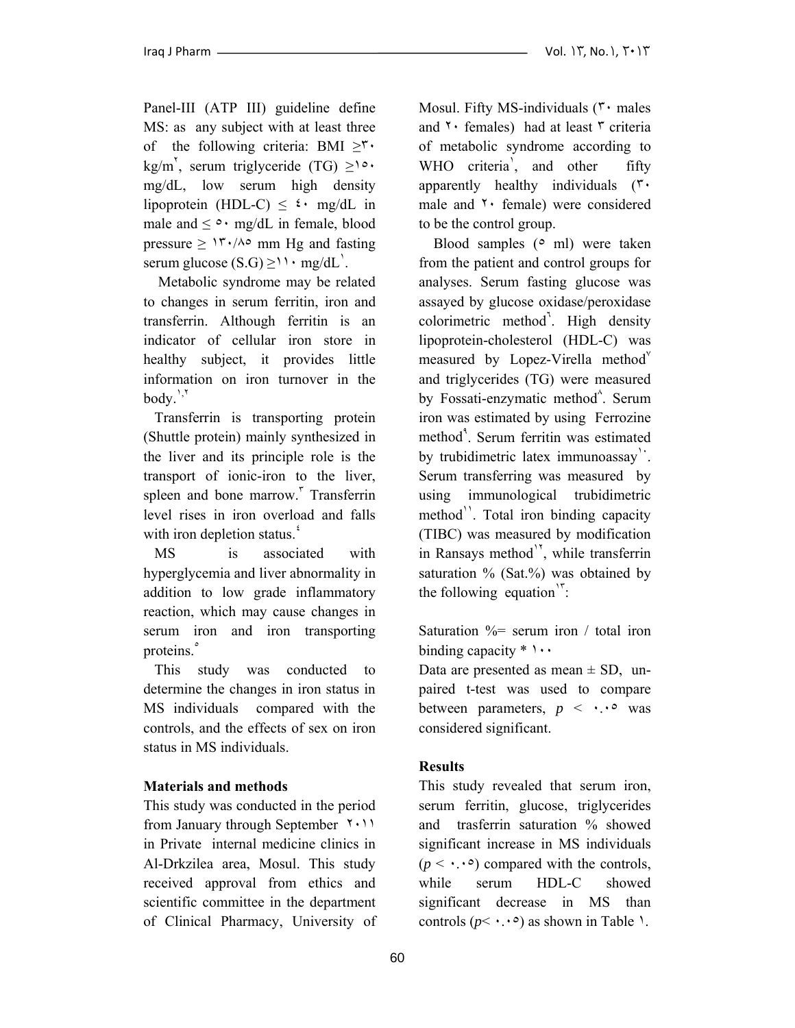Panel-III (ATP III) guideline define MS: as any subject with at least three of the following criteria: BMI $\geq$٣٠ kg/m٢, serum triglyceride (TG) $\geq$١٥٠ mg/dL, low serum high density lipoprotein (HDL-C) $\leq$ ٤٠ mg/dL in male and $\leq$ ٥٠ mg/dL in female, blood pressure $\geq$ ١٣٠/٨٥ mm Hg and fasting serum glucose (S.G) $\geq$١١٠ mg/dL[١].

Metabolic syndrome may be related to changes in serum ferritin, iron and transferrin. Although ferritin is an indicator of cellular iron store in healthy subject, it provides little information on iron turnover in the body.[١,٢]

Transferrin is transporting protein (Shuttle protein) mainly synthesized in the liver and its principle role is the transport of ionic-iron to the liver, spleen and bone marrow.[٣] Transferrin level rises in iron overload and falls with iron depletion status.[٤]

MS is associated with hyperglycemia and liver abnormality in addition to low grade inflammatory reaction, which may cause changes in serum iron and iron transporting proteins.[٥]

This study was conducted to determine the changes in iron status in MS individuals compared with the controls, and the effects of sex on iron status in MS individuals.

**Materials and methods**

This study was conducted in the period from January through September ٢٠١١ in Private internal medicine clinics in Al-Drkzilea area, Mosul. This study received approval from ethics and scientific committee in the department of Clinical Pharmacy, University of Mosul. Fifty MS-individuals (٣٠ males and ٢٠ females) had at least ٣ criteria of metabolic syndrome according to WHO criteria[١], and other fifty apparently healthy individuals (٣٠ male and ٢٠ female) were considered to be the control group.

Blood samples (٥ ml) were taken from the patient and control groups for analyses. Serum fasting glucose was assayed by glucose oxidase/peroxidase colorimetric method[٦]. High density lipoprotein-cholesterol (HDL-C) was measured by Lopez-Virella method[٧] and triglycerides (TG) were measured by Fossati-enzymatic method[٨]. Serum iron was estimated by using Ferrozine method[٩]. Serum ferritin was estimated by trubidimetric latex immunoassay[١٠]. Serum transferring was measured by using immunological trubidimetric method[١١]. Total iron binding capacity (TIBC) was measured by modification in Ransays method[١٢], while transferrin saturation % (Sat.%) was obtained by the following equation[١٣]:

Saturation %= serum iron / total iron binding capacity * ١٠٠

Data are presented as mean ± SD, un-paired t-test was used to compare between parameters, $p$ < ٠.٠٥ was considered significant.

**Results**

This study revealed that serum iron, serum ferritin, glucose, triglycerides and trasferrin saturation % showed significant increase in MS individuals ($p$ < ٠.٠٥) compared with the controls, while serum HDL-C showed significant decrease in MS than controls ($p$< ٠.٠٥) as shown in Table ١.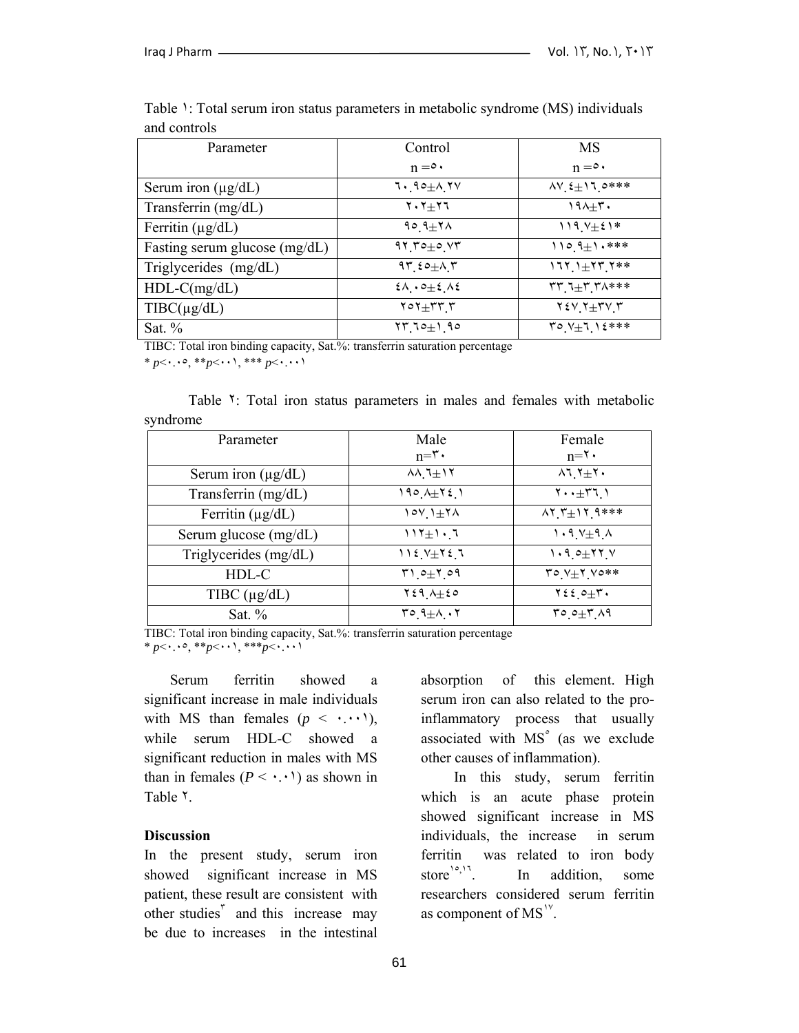Table ١: Total serum iron status parameters in metabolic syndrome (MS) individuals and controls

| Parameter | Control<br>n =٥٠ | MS<br>n =٥٠ |
|---|---|---|
| Serum iron (µg/dL) | ٦٠.٩٥±٨.٢٧ | ٨٧.٤±١٦.٥*** |
| Transferrin (mg/dL) | ٢٠٢±٢٦ | ١٩٨±٣٠ |
| Ferritin (µg/dL) | ٩٥.٩±٢٨ | ١١٩.٧±٤١* |
| Fasting serum glucose (mg/dL) | ٩٢.٣٥±٥.٧٣ | ١١٥.٩±١٠*** |
| Triglycerides (mg/dL) | ٩٣.٤٥±٨.٣ | ١٦٢.١±٢٣.٢** |
| HDL-C(mg/dL) | ٤٨.٠٥±٤.٨٤ | ٣٣.٦±٣.٣٨*** |
| TIBC(µg/dL) | ٢٥٢±٣٣.٣ | ٢٤٧.٢±٣٧.٣ |
| Sat. % | ٢٣.٦٥±١.٩٥ | ٣٥.٧±٦.١٤*** |

TIBC: Total iron binding capacity, Sat.%: transferrin saturation percentage
* *p*<٠.٠٥, ***p*<٠٠١, *** *p*<٠.٠٠١

Table ٢: Total iron status parameters in males and females with metabolic syndrome

| Parameter | Male<br>n=٣٠ | Female<br>n=٢٠ |
|---|---|---|
| Serum iron (µg/dL) | ٨٨.٦±١٢ | ٨٦.٢±٢٠ |
| Transferrin (mg/dL) | ١٩٥.٨±٢٤.١ | ٢٠٠±٣٦.١ |
| Ferritin (µg/dL) | ١٥٧.١±٢٨ | ٨٢.٣±١٢.٩*** |
| Serum glucose (mg/dL) | ١١٢±١٠.٦ | ١٠٩.٧±٩.٨ |
| Triglycerides (mg/dL) | ١١٤.٧±٢٤.٦ | ١٠٩.٥±٢٢.٧ |
| HDL-C | ٣١.٥±٢.٥٩ | ٣٥.٧±٢.٧٥** |
| TIBC (µg/dL) | ٢٤٩.٨±٤٥ | ٢٤٤.٥±٣٠ |
| Sat. % | ٣٥.٩±٨.٠٢ | ٣٥.٥±٣.٨٩ |

TIBC: Total iron binding capacity, Sat.%: transferrin saturation percentage
* *p*<٠.٠٥, ***p*<٠٠١, ****p*<٠.٠٠١

Serum ferritin showed a significant increase in male individuals with MS than females ($p$ < ٠.٠٠١), while serum HDL-C showed a significant reduction in males with MS than in females ($P$ < ٠.٠١) as shown in Table ٢.

**Discussion**

In the present study, serum iron showed significant increase in MS patient, these result are consistent with other studies[٣] and this increase may be due to increases in the intestinal absorption of this element. High serum iron can also related to the pro-inflammatory process that usually associated with MS[٥] (as we exclude other causes of inflammation).

In this study, serum ferritin which is an acute phase protein showed significant increase in MS individuals, the increase in serum ferritin was related to iron body store[١٥,١٦]. In addition, some researchers considered serum ferritin as component of MS[١٧].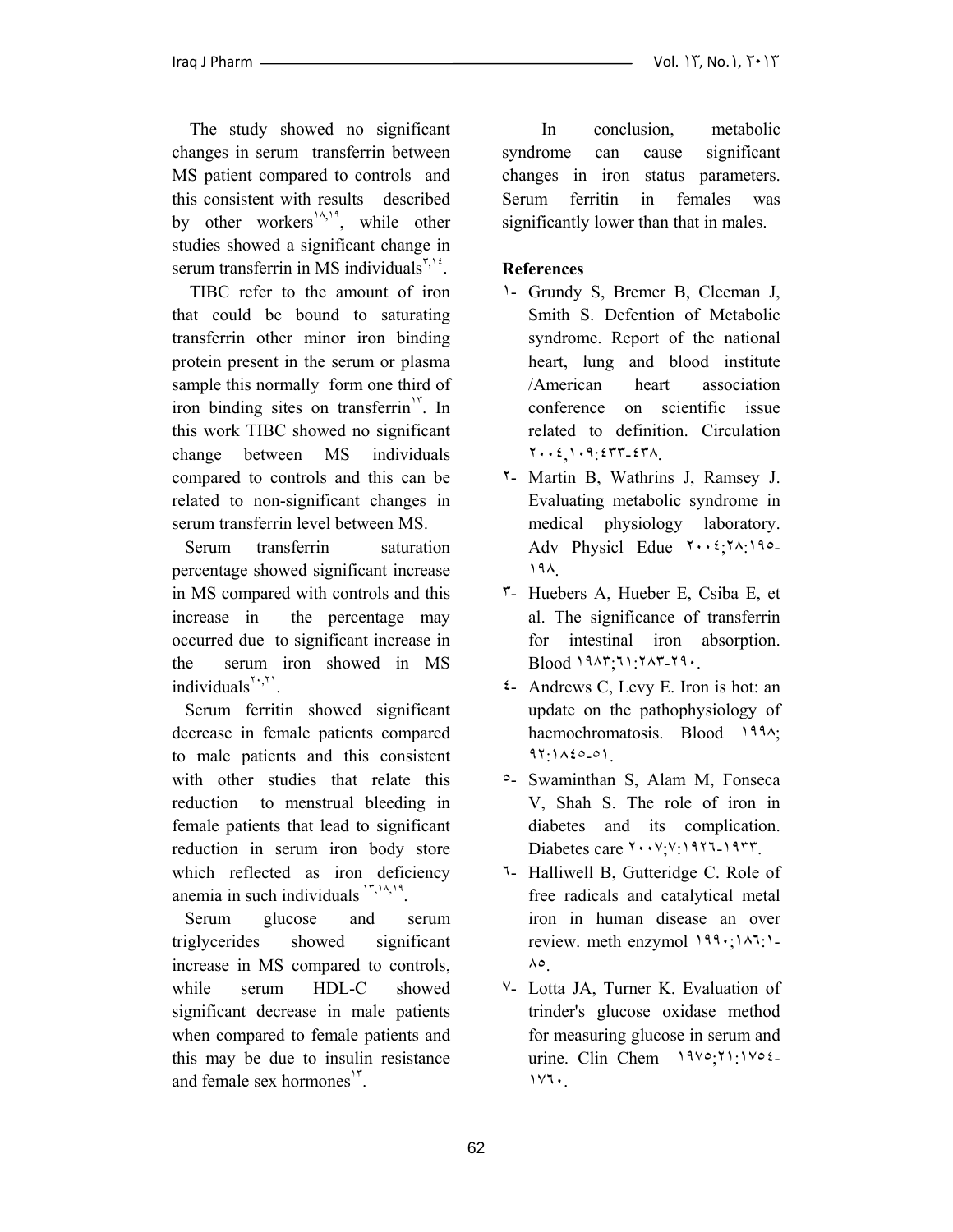The study showed no significant changes in serum transferrin between MS patient compared to controls and this consistent with results described by other workers[١٨,١٩], while other studies showed a significant change in serum transferrin in MS individuals[٣,١٤].

TIBC refer to the amount of iron that could be bound to saturating transferrin other minor iron binding protein present in the serum or plasma sample this normally form one third of iron binding sites on transferrin[١٣]. In this work TIBC showed no significant change between MS individuals compared to controls and this can be related to non-significant changes in serum transferrin level between MS.

Serum transferrin saturation percentage showed significant increase in MS compared with controls and this increase in the percentage may occurred due to significant increase in the serum iron showed in MS individuals[٢٠,٢١].

Serum ferritin showed significant decrease in female patients compared to male patients and this consistent with other studies that relate this reduction to menstrual bleeding in female patients that lead to significant reduction in serum iron body store which reflected as iron deficiency anemia in such individuals [١٣,١٨,١٩].

Serum glucose and serum triglycerides showed significant increase in MS compared to controls, while serum HDL-C showed significant decrease in male patients when compared to female patients and this may be due to insulin resistance and female sex hormones[١٣].

In conclusion, metabolic syndrome can cause significant changes in iron status parameters. Serum ferritin in females was significantly lower than that in males.

## References

١- Grundy S, Bremer B, Cleeman J, Smith S. Defention of Metabolic syndrome. Report of the national heart, lung and blood institute /American heart association conference on scientific issue related to definition. Circulation ٢٠٠٤,١٠٩:٤٣٣-٤٣٨.

٢- Martin B, Wathrins J, Ramsey J. Evaluating metabolic syndrome in medical physiology laboratory. Adv Physicl Edue ٢٠٠٤;٢٨:١٩٥-١٩٨.

٣- Huebers A, Hueber E, Csiba E, et al. The significance of transferrin for intestinal iron absorption. Blood ١٩٨٣;٦١:٢٨٣-٢٩٠.

٤- Andrews C, Levy E. Iron is hot: an update on the pathophysiology of haemochromatosis. Blood ١٩٩٨; ٩٢:١٨٤٥-٥١.

٥- Swaminthan S, Alam M, Fonseca V, Shah S. The role of iron in diabetes and its complication. Diabetes care ٢٠٠٧;٧:١٩٢٦-١٩٣٣.

٦- Halliwell B, Gutteridge C. Role of free radicals and catalytical metal iron in human disease an over review. meth enzymol ١٩٩٠;١٨٦:١-٨٥.

٧- Lotta JA, Turner K. Evaluation of trinder's glucose oxidase method for measuring glucose in serum and urine. Clin Chem ١٩٧٥;٢١:١٧٥٤-١٧٦٠.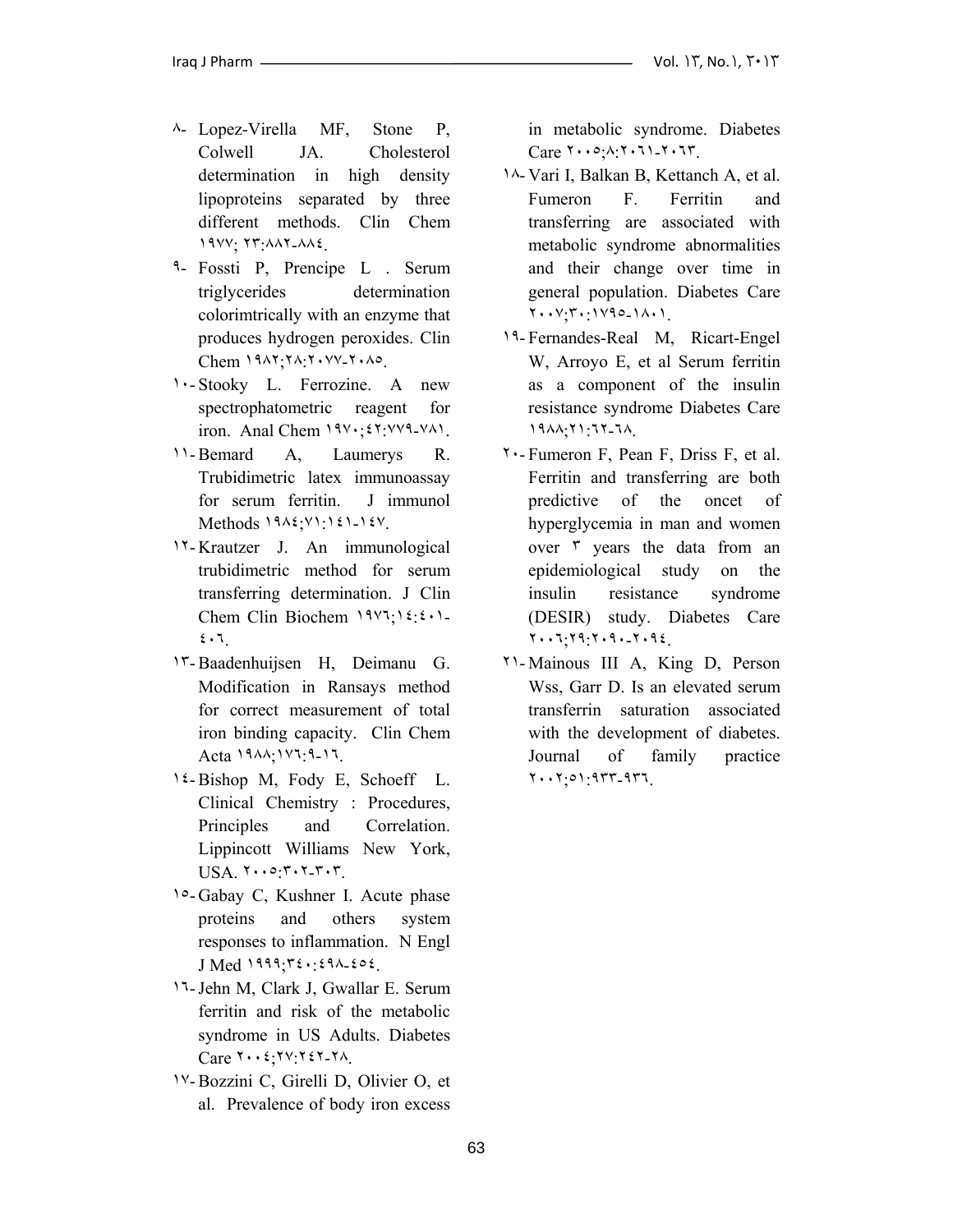٨- Lopez-Virella MF, Stone P, Colwell JA. Cholesterol determination in high density lipoproteins separated by three different methods. Clin Chem ١٩٧٧; ٢٣:٨٨٢-٨٨٤.

٩- Fossti P, Prencipe L . Serum triglycerides determination colorimtrically with an enzyme that produces hydrogen peroxides. Clin Chem ١٩٨٢;٢٨:٢٠٧٧-٢٠٨٥.

١٠- Stooky L. Ferrozine. A new spectrophotometric reagent for iron. Anal Chem ١٩٧٠;٤٢:٧٧٩-٧٨١.

١١- Bemard A, Laumerys R. Trubidimetric latex immunoassay for serum ferritin. J immunol Methods ١٩٨٤;٧١:١٤١-١٤٧.

١٢- Krautzer J. An immunological trubidimetric method for serum transferring determination. J Clin Chem Clin Biochem ١٩٧٦;١٤:٤٠١-٤٠٦.

١٣- Baadenhuijsen H, Deimanu G. Modification in Ransays method for correct measurement of total iron binding capacity. Clin Chem Acta ١٩٨٨;١٧٦:٩-١٦.

١٤- Bishop M, Fody E, Schoeff L. Clinical Chemistry : Procedures, Principles and Correlation. Lippincott Williams New York, USA. ٢٠٠٥:٣٠٢-٣٠٣.

١٥- Gabay C, Kushner I. Acute phase proteins and others system responses to inflammation. N Engl J Med ١٩٩٩;٣٤٠:٤٩٨-٤٥٤.

١٦- Jehn M, Clark J, Gwallar E. Serum ferritin and risk of the metabolic syndrome in US Adults. Diabetes Care ٢٠٠٤;٢٧:٢٤٢-٢٨.

١٧- Bozzini C, Girelli D, Olivier O, et al. Prevalence of body iron excess in metabolic syndrome. Diabetes Care ٢٠٠٥;٨:٢٠٦١-٢٠٦٣.

١٨- Vari I, Balkan B, Kettanch A, et al. Fumeron F. Ferritin and transferring are associated with metabolic syndrome abnormalities and their change over time in general population. Diabetes Care ٢٠٠٧;٣٠:١٧٩٥-١٨٠١.

١٩- Fernandes-Real M, Ricart-Engel W, Arroyo E, et al Serum ferritin as a component of the insulin resistance syndrome Diabetes Care ١٩٨٨;٢١:٦٢-٦٨.

٢٠- Fumeron F, Pean F, Driss F, et al. Ferritin and transferring are both predictive of the oncet of hyperglycemia in man and women over ٣ years the data from an epidemiological study on the insulin resistance syndrome (DESIR) study. Diabetes Care ٢٠٠٦;٢٩:٢٠٩٠-٢٠٩٤.

٢١- Mainous III A, King D, Person Wss, Garr D. Is an elevated serum transferrin saturation associated with the development of diabetes. Journal of family practice ٢٠٠٢;٥١:٩٣٣-٩٣٦.